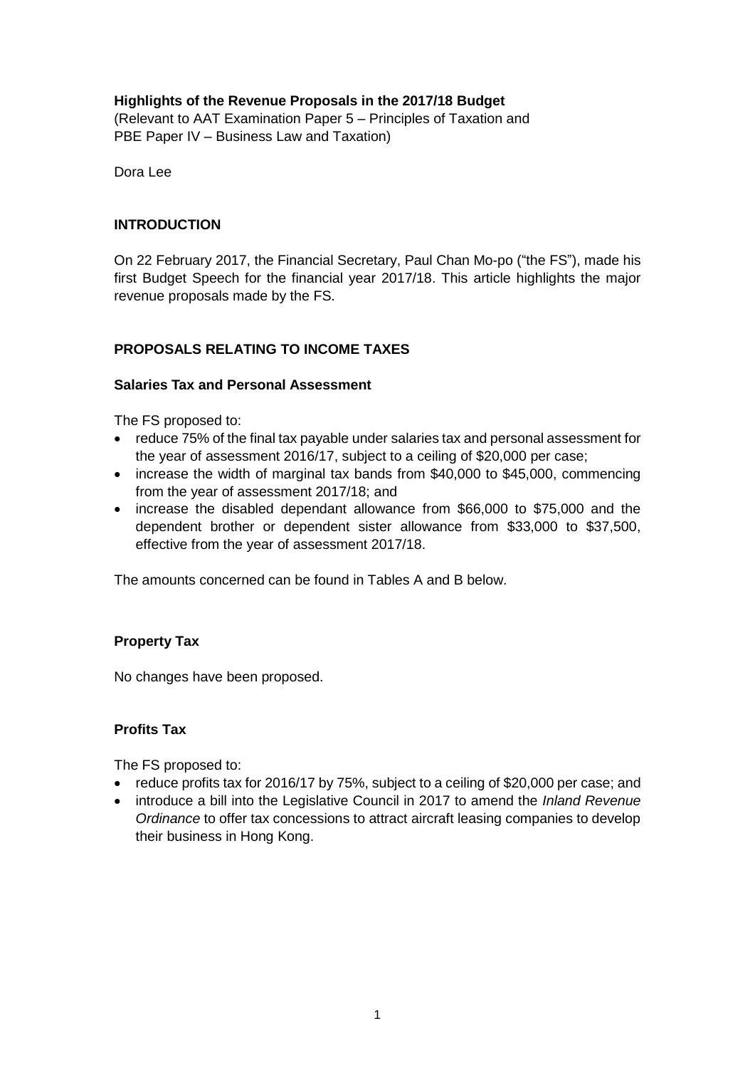**Highlights of the Revenue Proposals in the 2017/18 Budget**
(Relevant to AAT Examination Paper 5 – Principles of Taxation and PBE Paper IV – Business Law and Taxation)

Dora Lee

## INTRODUCTION

On 22 February 2017, the Financial Secretary, Paul Chan Mo-po ("the FS"), made his first Budget Speech for the financial year 2017/18. This article highlights the major revenue proposals made by the FS.

## PROPOSALS RELATING TO INCOME TAXES

### Salaries Tax and Personal Assessment

The FS proposed to:

- reduce 75% of the final tax payable under salaries tax and personal assessment for the year of assessment 2016/17, subject to a ceiling of $20,000 per case;
- increase the width of marginal tax bands from $40,000 to $45,000, commencing from the year of assessment 2017/18; and
- increase the disabled dependant allowance from $66,000 to $75,000 and the dependent brother or dependent sister allowance from $33,000 to $37,500, effective from the year of assessment 2017/18.

The amounts concerned can be found in Tables A and B below.

### Property Tax

No changes have been proposed.

### Profits Tax

The FS proposed to:

- reduce profits tax for 2016/17 by 75%, subject to a ceiling of $20,000 per case; and
- introduce a bill into the Legislative Council in 2017 to amend the *Inland Revenue Ordinance* to offer tax concessions to attract aircraft leasing companies to develop their business in Hong Kong.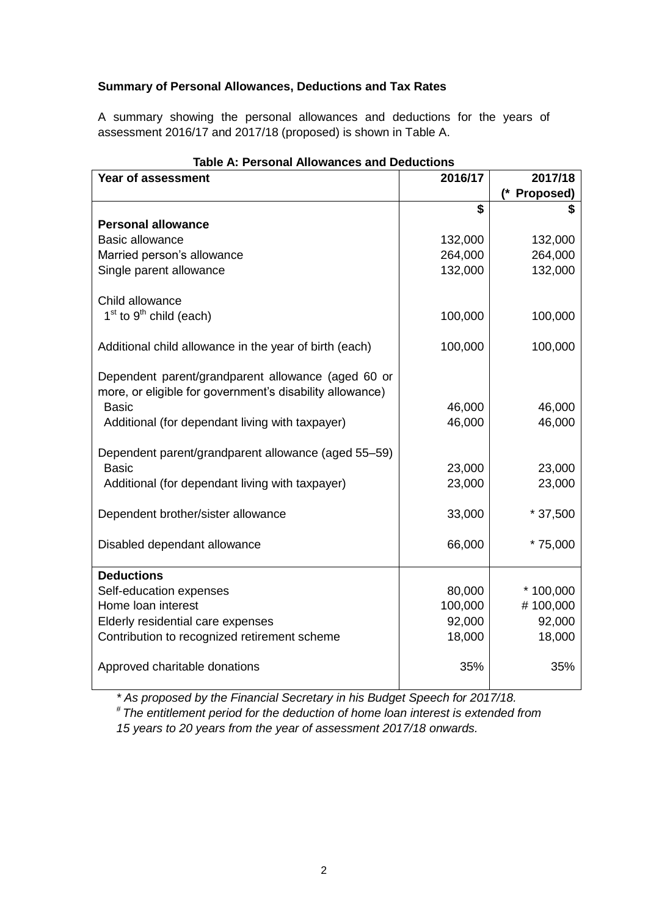**Summary of Personal Allowances, Deductions and Tax Rates**

A summary showing the personal allowances and deductions for the years of assessment 2016/17 and 2017/18 (proposed) is shown in Table A.

**Table A: Personal Allowances and Deductions**

| Year of assessment | 2016/17 | 2017/18 (* Proposed) |
|---|---|---|
| | $ | $ |
| **Personal allowance** | | |
| Basic allowance | 132,000 | 132,000 |
| Married person's allowance | 264,000 | 264,000 |
| Single parent allowance | 132,000 | 132,000 |
| Child allowance | | |
| 1st to 9th child (each) | 100,000 | 100,000 |
| Additional child allowance in the year of birth (each) | 100,000 | 100,000 |
| Dependent parent/grandparent allowance (aged 60 or more, or eligible for government's disability allowance) | | |
| Basic | 46,000 | 46,000 |
| Additional (for dependant living with taxpayer) | 46,000 | 46,000 |
| Dependent parent/grandparent allowance (aged 55–59) | | |
| Basic | 23,000 | 23,000 |
| Additional (for dependant living with taxpayer) | 23,000 | 23,000 |
| Dependent brother/sister allowance | 33,000 | * 37,500 |
| Disabled dependant allowance | 66,000 | * 75,000 |
| **Deductions** | | |
| Self-education expenses | 80,000 | * 100,000 |
| Home loan interest | 100,000 | # 100,000 |
| Elderly residential care expenses | 92,000 | 92,000 |
| Contribution to recognized retirement scheme | 18,000 | 18,000 |
| Approved charitable donations | 35% | 35% |

*\* As proposed by the Financial Secretary in his Budget Speech for 2017/18.*

*# The entitlement period for the deduction of home loan interest is extended from 15 years to 20 years from the year of assessment 2017/18 onwards.*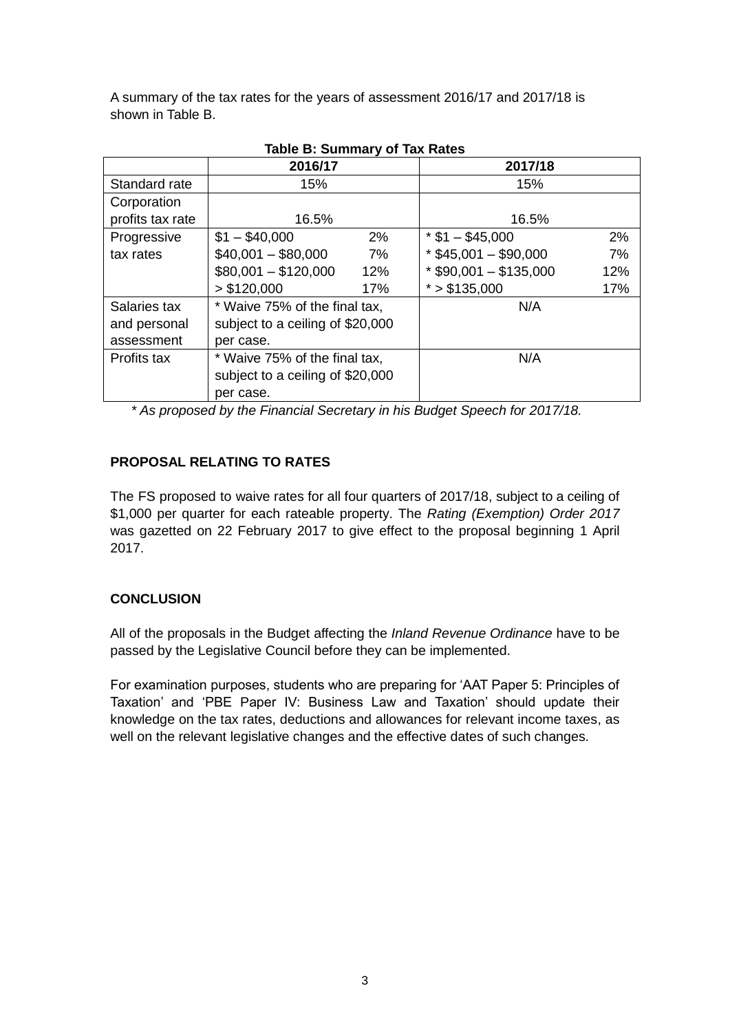A summary of the tax rates for the years of assessment 2016/17 and 2017/18 is shown in Table B.

**Table B: Summary of Tax Rates**

| | 2016/17 | | 2017/18 | |
|---|---|---|---|---|
| Standard rate | 15% | | 15% | |
| Corporation profits tax rate | 16.5% | | 16.5% | |
| Progressive tax rates | $1 – $40,000 | 2% | * $1 – $45,000 | 2% |
| | $40,001 – $80,000 | 7% | * $45,001 – $90,000 | 7% |
| | $80,001 – $120,000 | 12% | * $90,001 – $135,000 | 12% |
| | > $120,000 | 17% | * > $135,000 | 17% |
| Salaries tax and personal assessment | * Waive 75% of the final tax, subject to a ceiling of $20,000 per case. | | N/A | |
| Profits tax | * Waive 75% of the final tax, subject to a ceiling of $20,000 per case. | | N/A | |

*\* As proposed by the Financial Secretary in his Budget Speech for 2017/18.*

## PROPOSAL RELATING TO RATES

The FS proposed to waive rates for all four quarters of 2017/18, subject to a ceiling of $1,000 per quarter for each rateable property. The *Rating (Exemption) Order 2017* was gazetted on 22 February 2017 to give effect to the proposal beginning 1 April 2017.

## CONCLUSION

All of the proposals in the Budget affecting the *Inland Revenue Ordinance* have to be passed by the Legislative Council before they can be implemented.

For examination purposes, students who are preparing for 'AAT Paper 5: Principles of Taxation' and 'PBE Paper IV: Business Law and Taxation' should update their knowledge on the tax rates, deductions and allowances for relevant income taxes, as well on the relevant legislative changes and the effective dates of such changes.